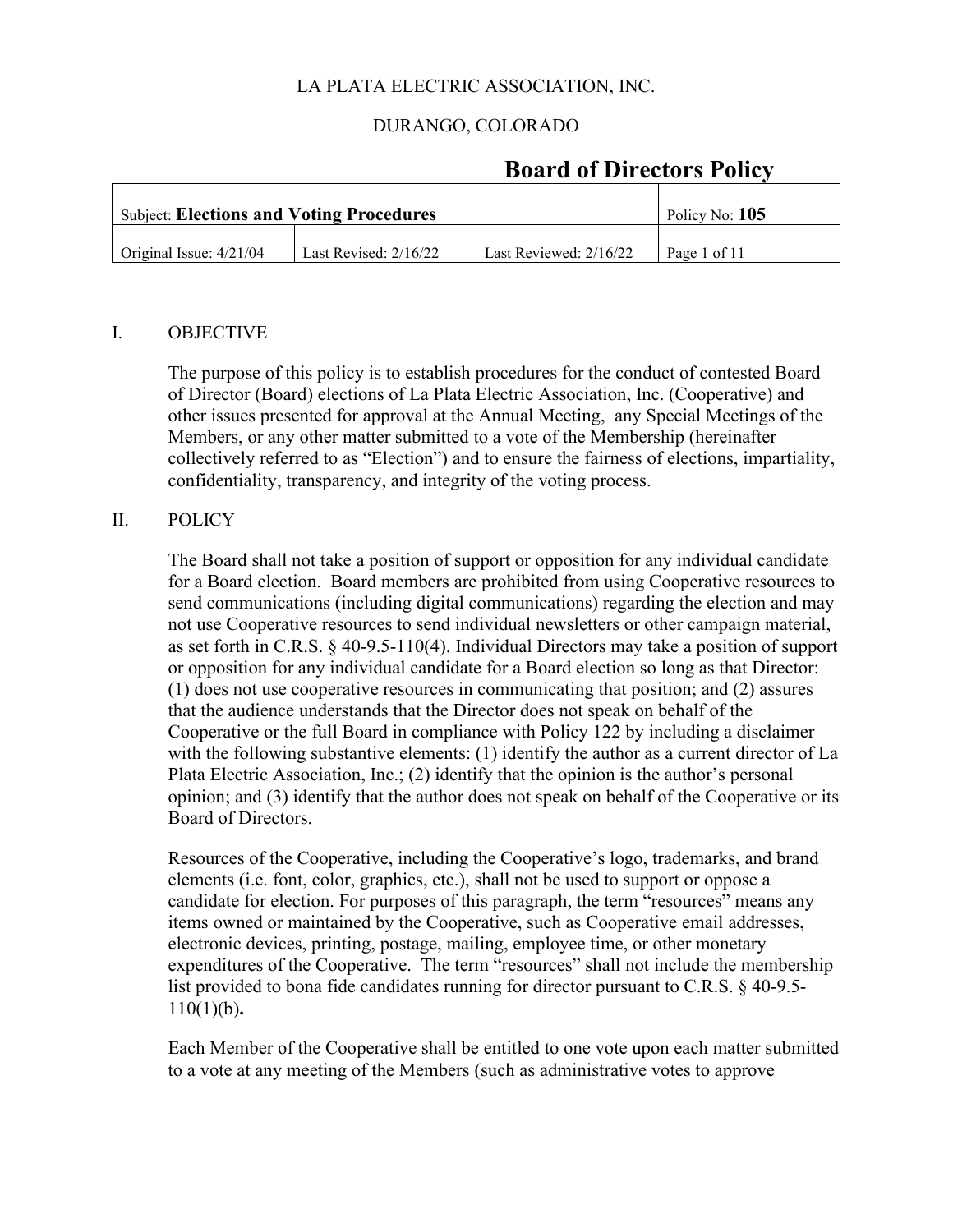LA PLATA ELECTRIC ASSOCIATION, INC.

DURANGO, COLORADO

# Board of Directors Policy

| Subject: **Elections and Voting Procedures** | | | Policy No: **105** |
|---|---|---|---|
| Original Issue: 4/21/04 | Last Revised: 2/16/22 | Last Reviewed: 2/16/22 | Page 1 of 11 |

## I. OBJECTIVE

The purpose of this policy is to establish procedures for the conduct of contested Board of Director (Board) elections of La Plata Electric Association, Inc. (Cooperative) and other issues presented for approval at the Annual Meeting, any Special Meetings of the Members, or any other matter submitted to a vote of the Membership (hereinafter collectively referred to as "Election") and to ensure the fairness of elections, impartiality, confidentiality, transparency, and integrity of the voting process.

## II. POLICY

The Board shall not take a position of support or opposition for any individual candidate for a Board election. Board members are prohibited from using Cooperative resources to send communications (including digital communications) regarding the election and may not use Cooperative resources to send individual newsletters or other campaign material, as set forth in C.R.S. § 40-9.5-110(4). Individual Directors may take a position of support or opposition for any individual candidate for a Board election so long as that Director: (1) does not use cooperative resources in communicating that position; and (2) assures that the audience understands that the Director does not speak on behalf of the Cooperative or the full Board in compliance with Policy 122 by including a disclaimer with the following substantive elements: (1) identify the author as a current director of La Plata Electric Association, Inc.; (2) identify that the opinion is the author's personal opinion; and (3) identify that the author does not speak on behalf of the Cooperative or its Board of Directors.

Resources of the Cooperative, including the Cooperative's logo, trademarks, and brand elements (i.e. font, color, graphics, etc.), shall not be used to support or oppose a candidate for election. For purposes of this paragraph, the term "resources" means any items owned or maintained by the Cooperative, such as Cooperative email addresses, electronic devices, printing, postage, mailing, employee time, or other monetary expenditures of the Cooperative. The term "resources" shall not include the membership list provided to bona fide candidates running for director pursuant to C.R.S. § 40-9.5-110(1)(b)**.**

Each Member of the Cooperative shall be entitled to one vote upon each matter submitted to a vote at any meeting of the Members (such as administrative votes to approve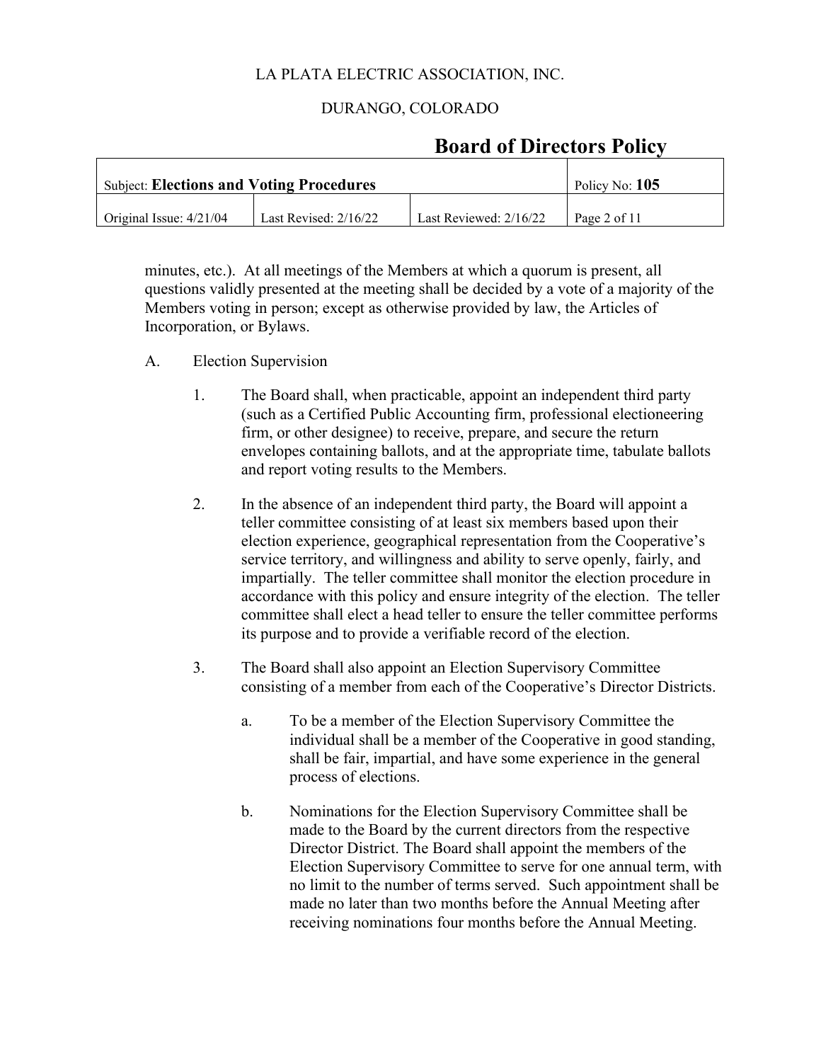minutes, etc.). At all meetings of the Members at which a quorum is present, all questions validly presented at the meeting shall be decided by a vote of a majority of the Members voting in person; except as otherwise provided by law, the Articles of Incorporation, or Bylaws.

A. Election Supervision

1. The Board shall, when practicable, appoint an independent third party (such as a Certified Public Accounting firm, professional electioneering firm, or other designee) to receive, prepare, and secure the return envelopes containing ballots, and at the appropriate time, tabulate ballots and report voting results to the Members.

2. In the absence of an independent third party, the Board will appoint a teller committee consisting of at least six members based upon their election experience, geographical representation from the Cooperative's service territory, and willingness and ability to serve openly, fairly, and impartially. The teller committee shall monitor the election procedure in accordance with this policy and ensure integrity of the election. The teller committee shall elect a head teller to ensure the teller committee performs its purpose and to provide a verifiable record of the election.

3. The Board shall also appoint an Election Supervisory Committee consisting of a member from each of the Cooperative's Director Districts.

   a. To be a member of the Election Supervisory Committee the individual shall be a member of the Cooperative in good standing, shall be fair, impartial, and have some experience in the general process of elections.

   b. Nominations for the Election Supervisory Committee shall be made to the Board by the current directors from the respective Director District. The Board shall appoint the members of the Election Supervisory Committee to serve for one annual term, with no limit to the number of terms served. Such appointment shall be made no later than two months before the Annual Meeting after receiving nominations four months before the Annual Meeting.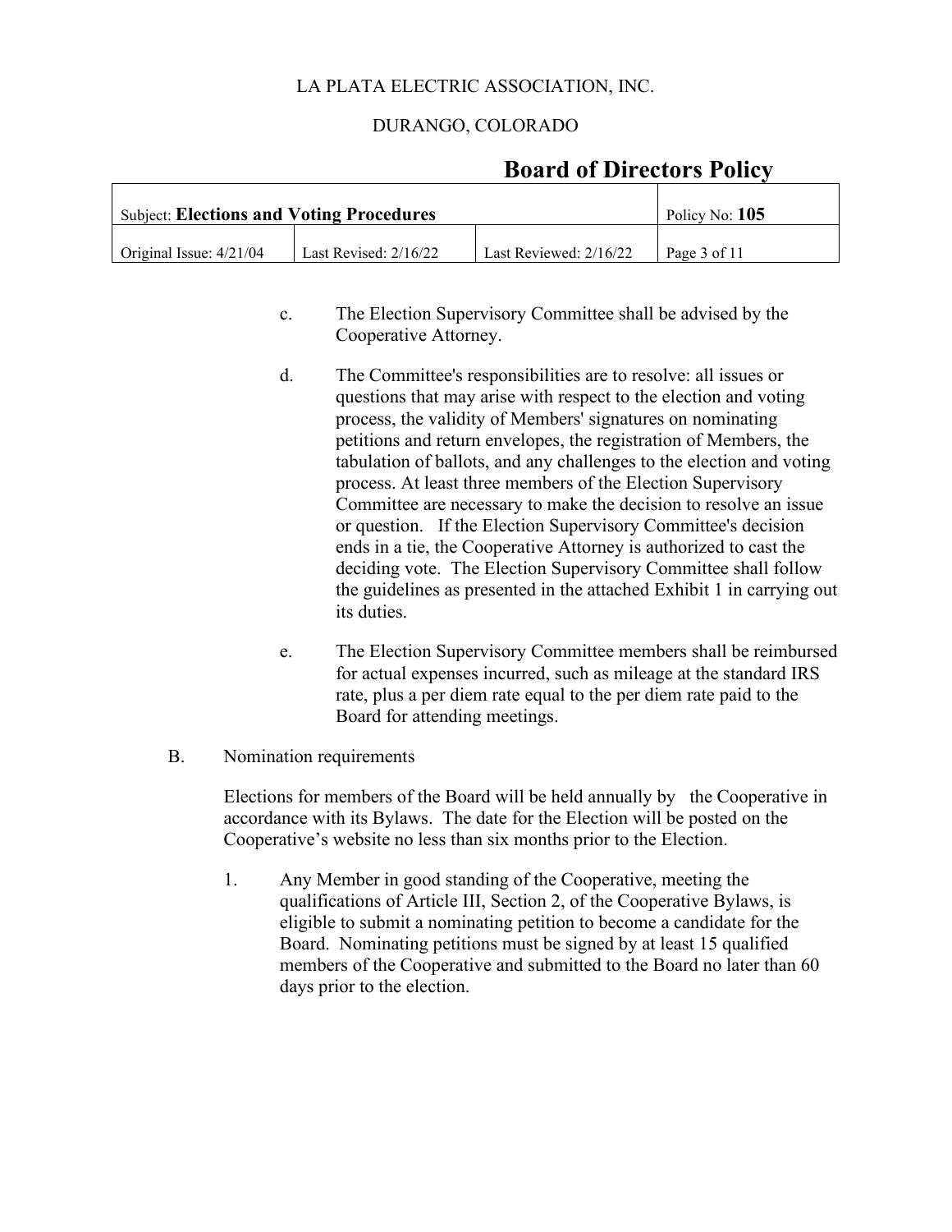c. The Election Supervisory Committee shall be advised by the Cooperative Attorney.

d. The Committee's responsibilities are to resolve: all issues or questions that may arise with respect to the election and voting process, the validity of Members' signatures on nominating petitions and return envelopes, the registration of Members, the tabulation of ballots, and any challenges to the election and voting process. At least three members of the Election Supervisory Committee are necessary to make the decision to resolve an issue or question. If the Election Supervisory Committee's decision ends in a tie, the Cooperative Attorney is authorized to cast the deciding vote. The Election Supervisory Committee shall follow the guidelines as presented in the attached Exhibit 1 in carrying out its duties.

e. The Election Supervisory Committee members shall be reimbursed for actual expenses incurred, such as mileage at the standard IRS rate, plus a per diem rate equal to the per diem rate paid to the Board for attending meetings.

B. Nomination requirements

Elections for members of the Board will be held annually by the Cooperative in accordance with its Bylaws. The date for the Election will be posted on the Cooperative's website no less than six months prior to the Election.

1. Any Member in good standing of the Cooperative, meeting the qualifications of Article III, Section 2, of the Cooperative Bylaws, is eligible to submit a nominating petition to become a candidate for the Board. Nominating petitions must be signed by at least 15 qualified members of the Cooperative and submitted to the Board no later than 60 days prior to the election.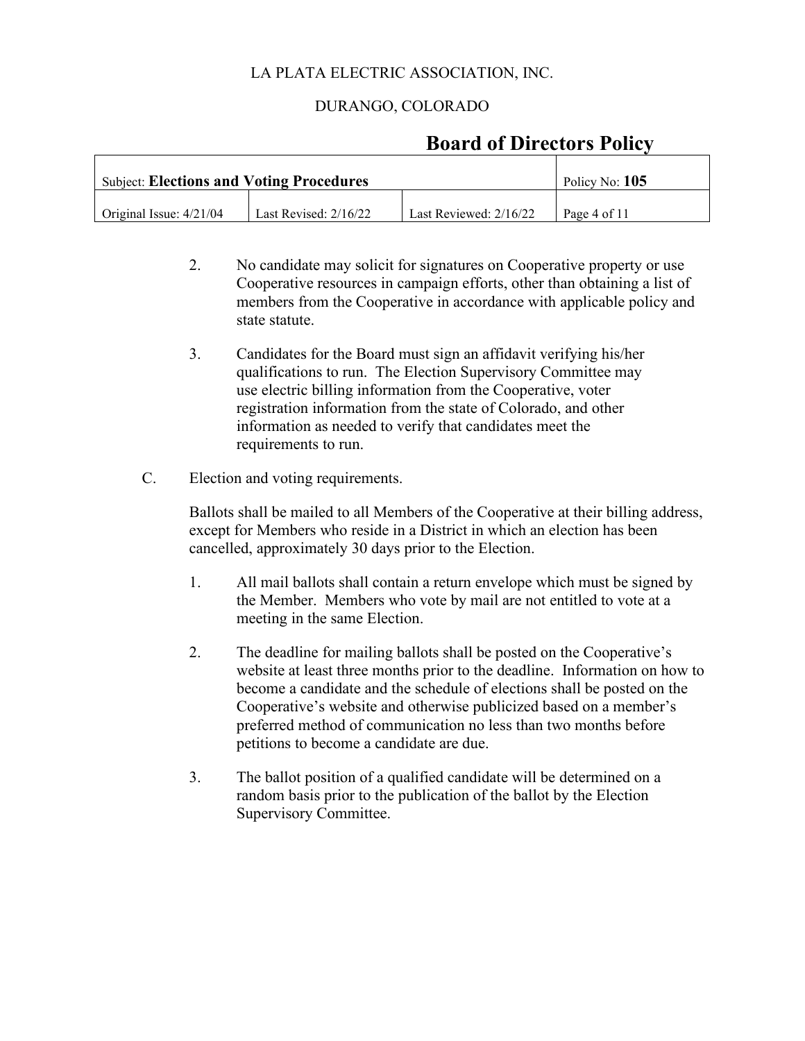2. No candidate may solicit for signatures on Cooperative property or use Cooperative resources in campaign efforts, other than obtaining a list of members from the Cooperative in accordance with applicable policy and state statute.

3. Candidates for the Board must sign an affidavit verifying his/her qualifications to run. The Election Supervisory Committee may use electric billing information from the Cooperative, voter registration information from the state of Colorado, and other information as needed to verify that candidates meet the requirements to run.

C. Election and voting requirements.

Ballots shall be mailed to all Members of the Cooperative at their billing address, except for Members who reside in a District in which an election has been cancelled, approximately 30 days prior to the Election.

1. All mail ballots shall contain a return envelope which must be signed by the Member. Members who vote by mail are not entitled to vote at a meeting in the same Election.

2. The deadline for mailing ballots shall be posted on the Cooperative's website at least three months prior to the deadline. Information on how to become a candidate and the schedule of elections shall be posted on the Cooperative's website and otherwise publicized based on a member's preferred method of communication no less than two months before petitions to become a candidate are due.

3. The ballot position of a qualified candidate will be determined on a random basis prior to the publication of the ballot by the Election Supervisory Committee.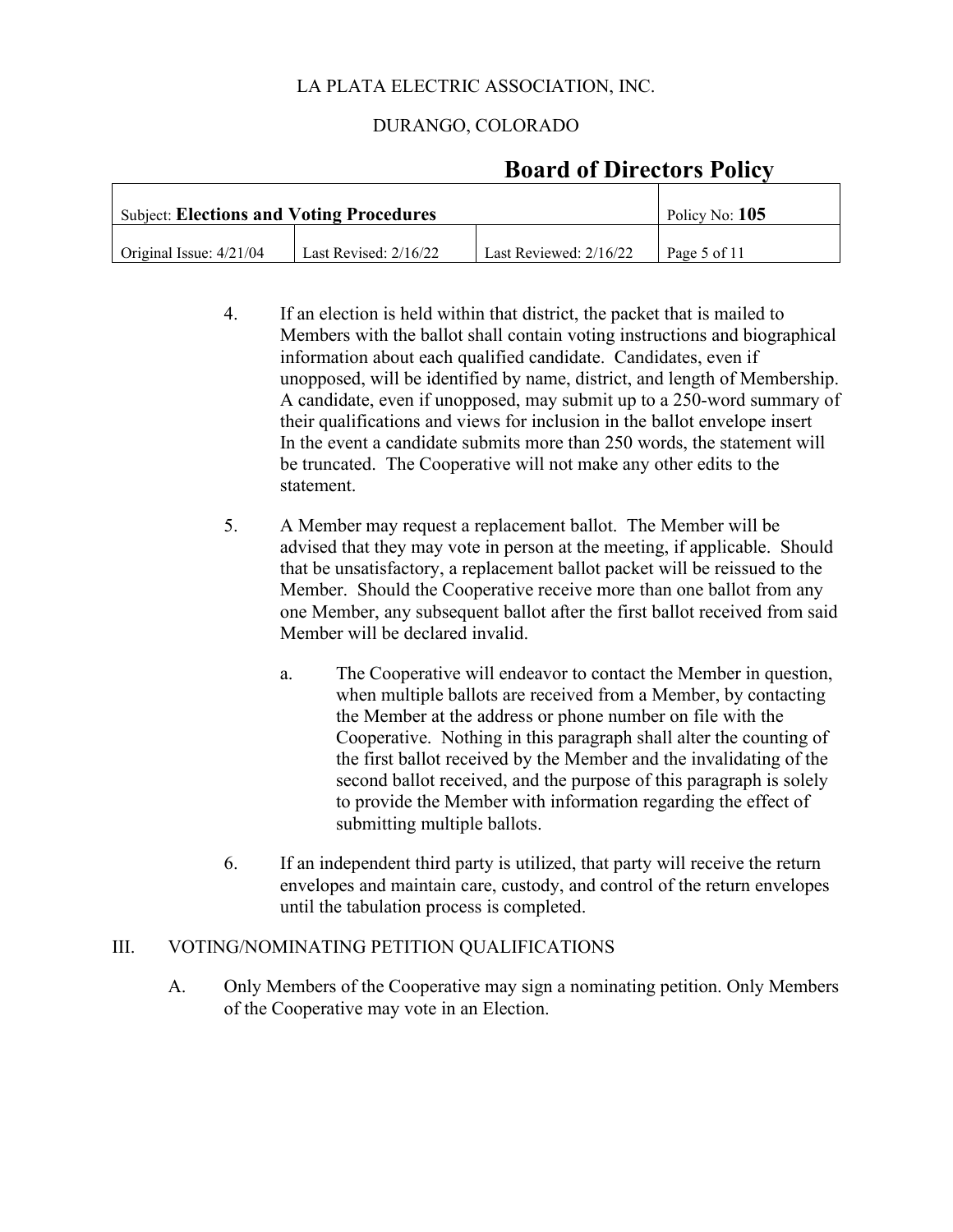4. If an election is held within that district, the packet that is mailed to Members with the ballot shall contain voting instructions and biographical information about each qualified candidate. Candidates, even if unopposed, will be identified by name, district, and length of Membership. A candidate, even if unopposed, may submit up to a 250-word summary of their qualifications and views for inclusion in the ballot envelope insert In the event a candidate submits more than 250 words, the statement will be truncated. The Cooperative will not make any other edits to the statement.

5. A Member may request a replacement ballot. The Member will be advised that they may vote in person at the meeting, if applicable. Should that be unsatisfactory, a replacement ballot packet will be reissued to the Member. Should the Cooperative receive more than one ballot from any one Member, any subsequent ballot after the first ballot received from said Member will be declared invalid.

   a. The Cooperative will endeavor to contact the Member in question, when multiple ballots are received from a Member, by contacting the Member at the address or phone number on file with the Cooperative. Nothing in this paragraph shall alter the counting of the first ballot received by the Member and the invalidating of the second ballot received, and the purpose of this paragraph is solely to provide the Member with information regarding the effect of submitting multiple ballots.

6. If an independent third party is utilized, that party will receive the return envelopes and maintain care, custody, and control of the return envelopes until the tabulation process is completed.

## III. VOTING/NOMINATING PETITION QUALIFICATIONS

A. Only Members of the Cooperative may sign a nominating petition. Only Members of the Cooperative may vote in an Election.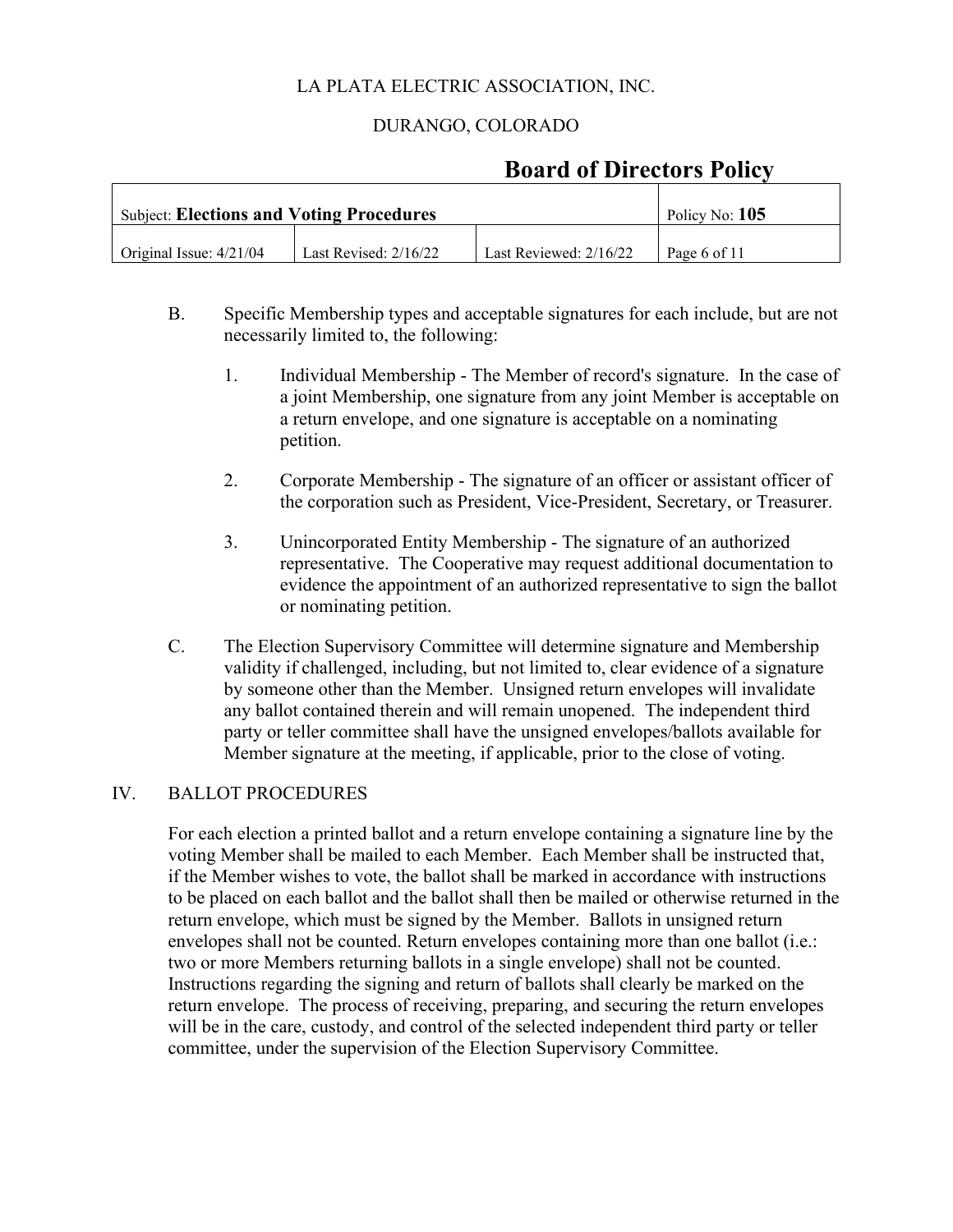B. Specific Membership types and acceptable signatures for each include, but are not necessarily limited to, the following:

1. Individual Membership - The Member of record's signature. In the case of a joint Membership, one signature from any joint Member is acceptable on a return envelope, and one signature is acceptable on a nominating petition.

2. Corporate Membership - The signature of an officer or assistant officer of the corporation such as President, Vice-President, Secretary, or Treasurer.

3. Unincorporated Entity Membership - The signature of an authorized representative. The Cooperative may request additional documentation to evidence the appointment of an authorized representative to sign the ballot or nominating petition.

C. The Election Supervisory Committee will determine signature and Membership validity if challenged, including, but not limited to, clear evidence of a signature by someone other than the Member. Unsigned return envelopes will invalidate any ballot contained therein and will remain unopened. The independent third party or teller committee shall have the unsigned envelopes/ballots available for Member signature at the meeting, if applicable, prior to the close of voting.

## IV. BALLOT PROCEDURES

For each election a printed ballot and a return envelope containing a signature line by the voting Member shall be mailed to each Member. Each Member shall be instructed that, if the Member wishes to vote, the ballot shall be marked in accordance with instructions to be placed on each ballot and the ballot shall then be mailed or otherwise returned in the return envelope, which must be signed by the Member. Ballots in unsigned return envelopes shall not be counted. Return envelopes containing more than one ballot (i.e.: two or more Members returning ballots in a single envelope) shall not be counted. Instructions regarding the signing and return of ballots shall clearly be marked on the return envelope. The process of receiving, preparing, and securing the return envelopes will be in the care, custody, and control of the selected independent third party or teller committee, under the supervision of the Election Supervisory Committee.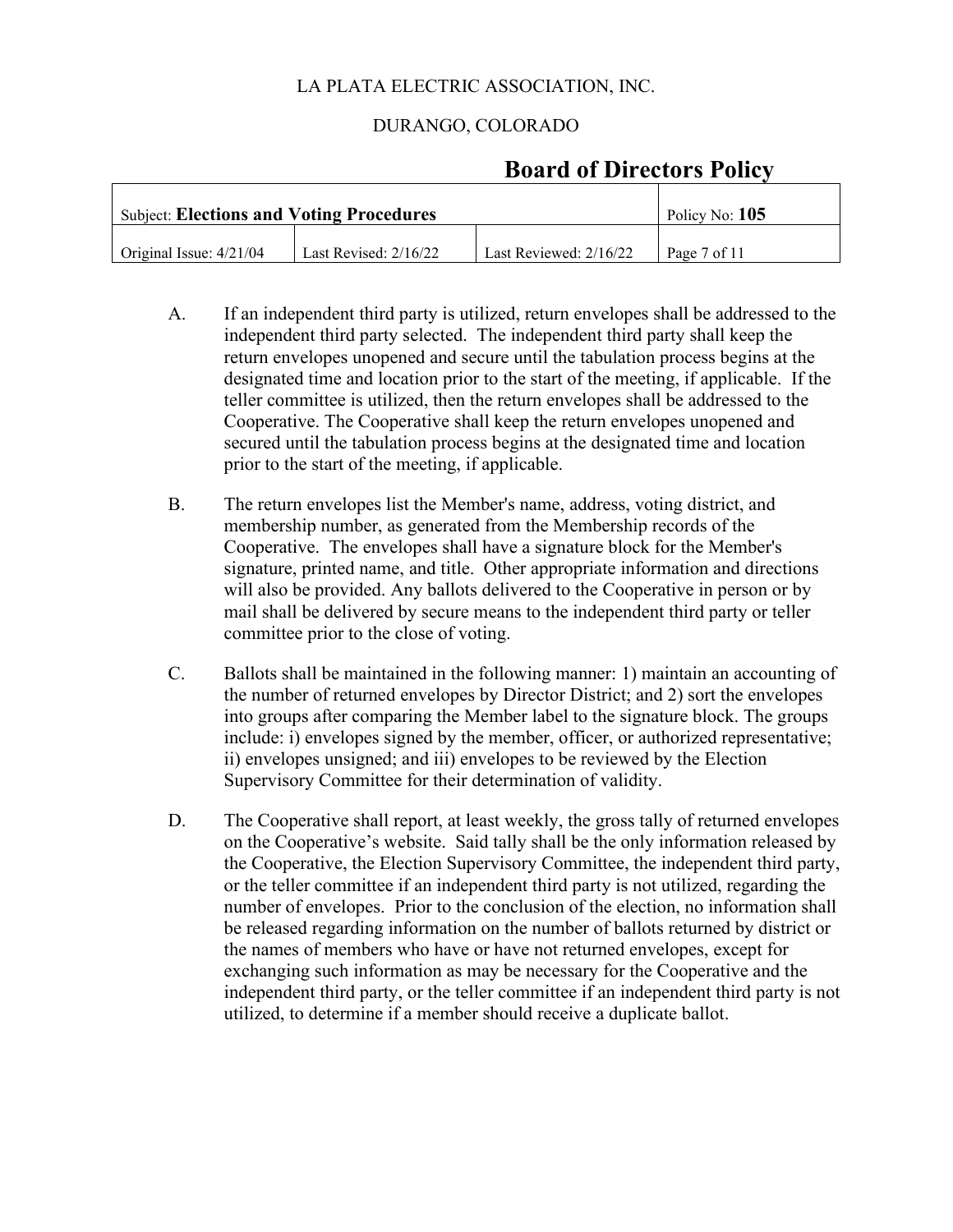A. If an independent third party is utilized, return envelopes shall be addressed to the independent third party selected. The independent third party shall keep the return envelopes unopened and secure until the tabulation process begins at the designated time and location prior to the start of the meeting, if applicable. If the teller committee is utilized, then the return envelopes shall be addressed to the Cooperative. The Cooperative shall keep the return envelopes unopened and secured until the tabulation process begins at the designated time and location prior to the start of the meeting, if applicable.

B. The return envelopes list the Member's name, address, voting district, and membership number, as generated from the Membership records of the Cooperative. The envelopes shall have a signature block for the Member's signature, printed name, and title. Other appropriate information and directions will also be provided. Any ballots delivered to the Cooperative in person or by mail shall be delivered by secure means to the independent third party or teller committee prior to the close of voting.

C. Ballots shall be maintained in the following manner: 1) maintain an accounting of the number of returned envelopes by Director District; and 2) sort the envelopes into groups after comparing the Member label to the signature block. The groups include: i) envelopes signed by the member, officer, or authorized representative; ii) envelopes unsigned; and iii) envelopes to be reviewed by the Election Supervisory Committee for their determination of validity.

D. The Cooperative shall report, at least weekly, the gross tally of returned envelopes on the Cooperative's website. Said tally shall be the only information released by the Cooperative, the Election Supervisory Committee, the independent third party, or the teller committee if an independent third party is not utilized, regarding the number of envelopes. Prior to the conclusion of the election, no information shall be released regarding information on the number of ballots returned by district or the names of members who have or have not returned envelopes, except for exchanging such information as may be necessary for the Cooperative and the independent third party, or the teller committee if an independent third party is not utilized, to determine if a member should receive a duplicate ballot.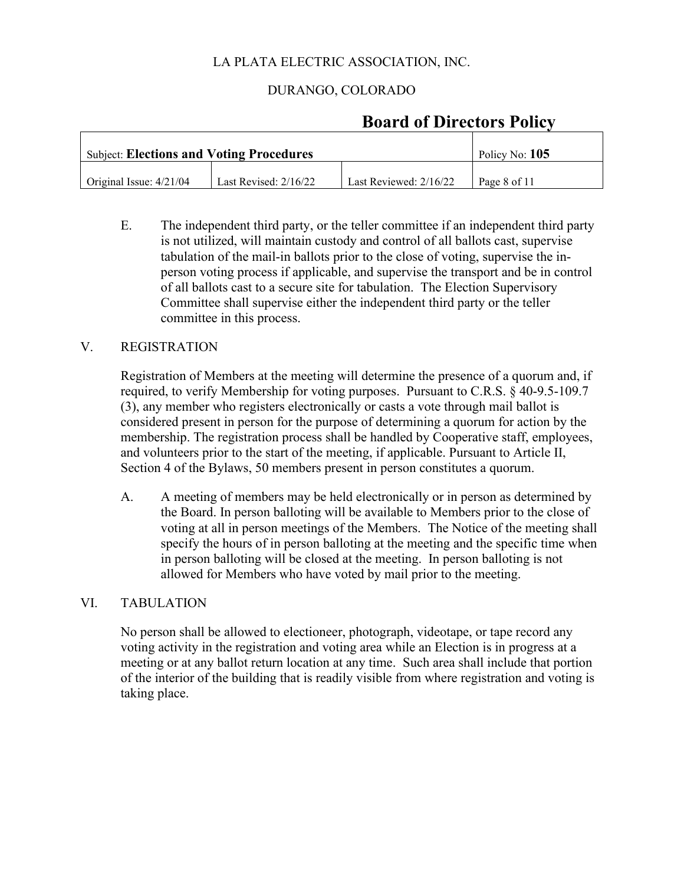E. The independent third party, or the teller committee if an independent third party is not utilized, will maintain custody and control of all ballots cast, supervise tabulation of the mail-in ballots prior to the close of voting, supervise the in-person voting process if applicable, and supervise the transport and be in control of all ballots cast to a secure site for tabulation. The Election Supervisory Committee shall supervise either the independent third party or the teller committee in this process.

## V. REGISTRATION

Registration of Members at the meeting will determine the presence of a quorum and, if required, to verify Membership for voting purposes. Pursuant to C.R.S. § 40-9.5-109.7 (3), any member who registers electronically or casts a vote through mail ballot is considered present in person for the purpose of determining a quorum for action by the membership. The registration process shall be handled by Cooperative staff, employees, and volunteers prior to the start of the meeting, if applicable. Pursuant to Article II, Section 4 of the Bylaws, 50 members present in person constitutes a quorum.

A. A meeting of members may be held electronically or in person as determined by the Board. In person balloting will be available to Members prior to the close of voting at all in person meetings of the Members. The Notice of the meeting shall specify the hours of in person balloting at the meeting and the specific time when in person balloting will be closed at the meeting. In person balloting is not allowed for Members who have voted by mail prior to the meeting.

## VI. TABULATION

No person shall be allowed to electioneer, photograph, videotape, or tape record any voting activity in the registration and voting area while an Election is in progress at a meeting or at any ballot return location at any time. Such area shall include that portion of the interior of the building that is readily visible from where registration and voting is taking place.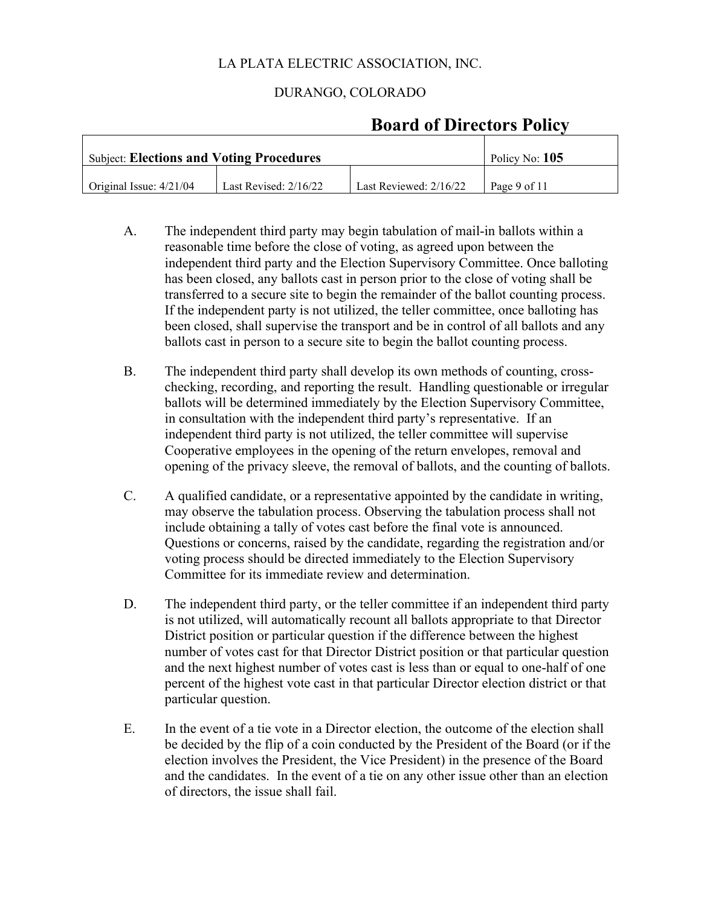A. The independent third party may begin tabulation of mail-in ballots within a reasonable time before the close of voting, as agreed upon between the independent third party and the Election Supervisory Committee. Once balloting has been closed, any ballots cast in person prior to the close of voting shall be transferred to a secure site to begin the remainder of the ballot counting process. If the independent party is not utilized, the teller committee, once balloting has been closed, shall supervise the transport and be in control of all ballots and any ballots cast in person to a secure site to begin the ballot counting process.

B. The independent third party shall develop its own methods of counting, cross-checking, recording, and reporting the result. Handling questionable or irregular ballots will be determined immediately by the Election Supervisory Committee, in consultation with the independent third party's representative. If an independent third party is not utilized, the teller committee will supervise Cooperative employees in the opening of the return envelopes, removal and opening of the privacy sleeve, the removal of ballots, and the counting of ballots.

C. A qualified candidate, or a representative appointed by the candidate in writing, may observe the tabulation process. Observing the tabulation process shall not include obtaining a tally of votes cast before the final vote is announced. Questions or concerns, raised by the candidate, regarding the registration and/or voting process should be directed immediately to the Election Supervisory Committee for its immediate review and determination.

D. The independent third party, or the teller committee if an independent third party is not utilized, will automatically recount all ballots appropriate to that Director District position or particular question if the difference between the highest number of votes cast for that Director District position or that particular question and the next highest number of votes cast is less than or equal to one-half of one percent of the highest vote cast in that particular Director election district or that particular question.

E. In the event of a tie vote in a Director election, the outcome of the election shall be decided by the flip of a coin conducted by the President of the Board (or if the election involves the President, the Vice President) in the presence of the Board and the candidates. In the event of a tie on any other issue other than an election of directors, the issue shall fail.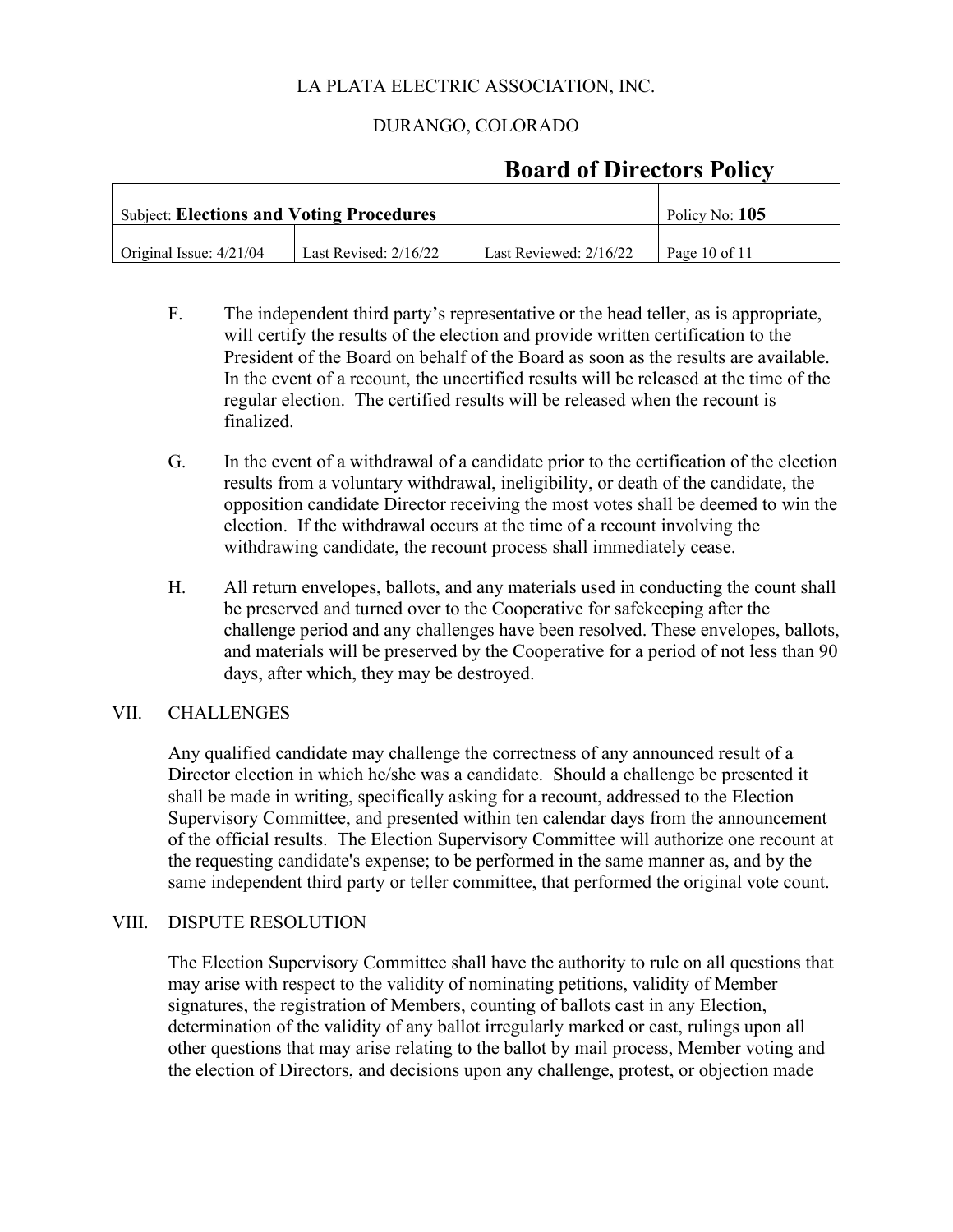F. The independent third party's representative or the head teller, as is appropriate, will certify the results of the election and provide written certification to the President of the Board on behalf of the Board as soon as the results are available. In the event of a recount, the uncertified results will be released at the time of the regular election. The certified results will be released when the recount is finalized.

G. In the event of a withdrawal of a candidate prior to the certification of the election results from a voluntary withdrawal, ineligibility, or death of the candidate, the opposition candidate Director receiving the most votes shall be deemed to win the election. If the withdrawal occurs at the time of a recount involving the withdrawing candidate, the recount process shall immediately cease.

H. All return envelopes, ballots, and any materials used in conducting the count shall be preserved and turned over to the Cooperative for safekeeping after the challenge period and any challenges have been resolved. These envelopes, ballots, and materials will be preserved by the Cooperative for a period of not less than 90 days, after which, they may be destroyed.

## VII. CHALLENGES

Any qualified candidate may challenge the correctness of any announced result of a Director election in which he/she was a candidate. Should a challenge be presented it shall be made in writing, specifically asking for a recount, addressed to the Election Supervisory Committee, and presented within ten calendar days from the announcement of the official results. The Election Supervisory Committee will authorize one recount at the requesting candidate's expense; to be performed in the same manner as, and by the same independent third party or teller committee, that performed the original vote count.

## VIII. DISPUTE RESOLUTION

The Election Supervisory Committee shall have the authority to rule on all questions that may arise with respect to the validity of nominating petitions, validity of Member signatures, the registration of Members, counting of ballots cast in any Election, determination of the validity of any ballot irregularly marked or cast, rulings upon all other questions that may arise relating to the ballot by mail process, Member voting and the election of Directors, and decisions upon any challenge, protest, or objection made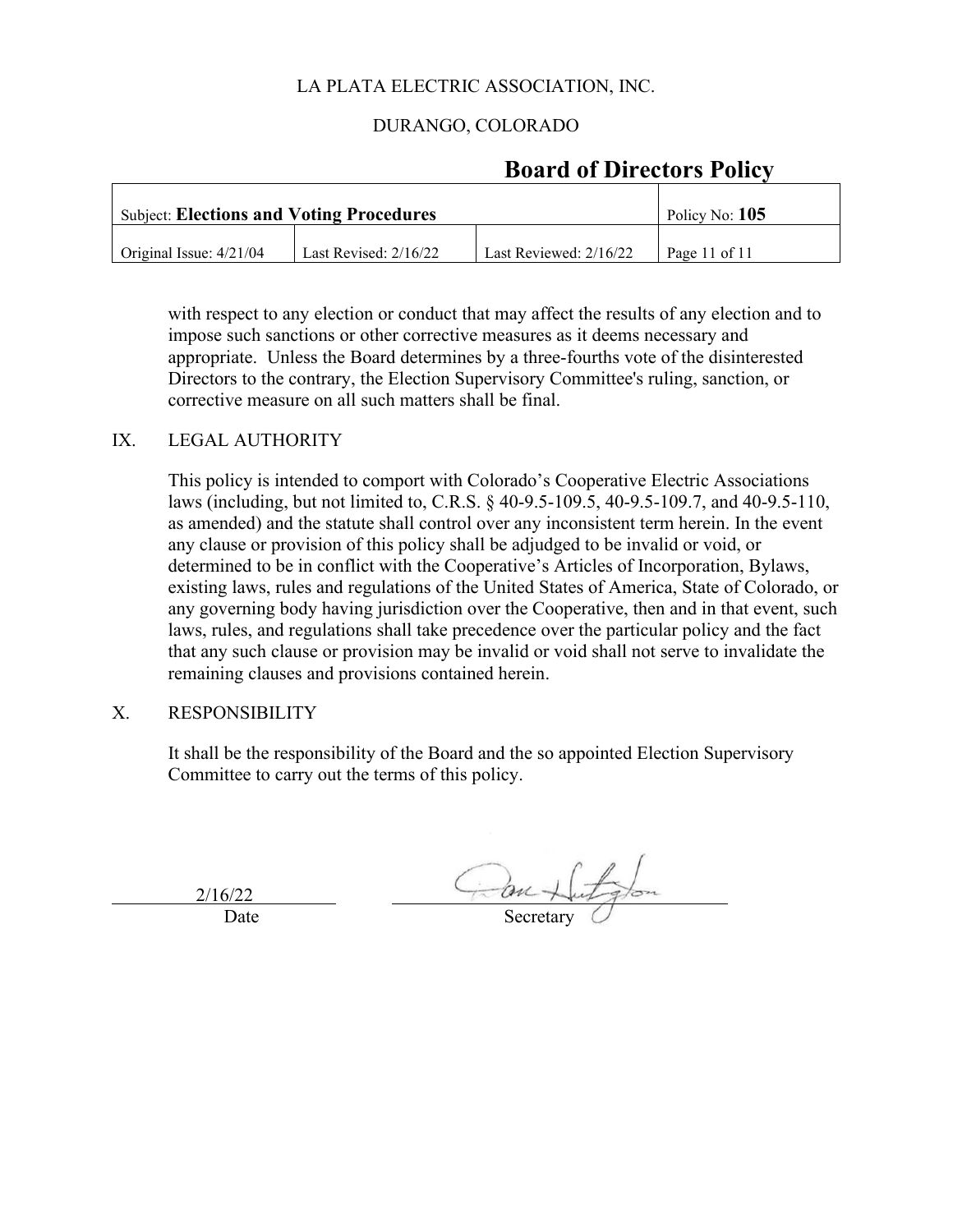with respect to any election or conduct that may affect the results of any election and to impose such sanctions or other corrective measures as it deems necessary and appropriate. Unless the Board determines by a three-fourths vote of the disinterested Directors to the contrary, the Election Supervisory Committee's ruling, sanction, or corrective measure on all such matters shall be final.

## IX. LEGAL AUTHORITY

This policy is intended to comport with Colorado's Cooperative Electric Associations laws (including, but not limited to, C.R.S. § 40-9.5-109.5, 40-9.5-109.7, and 40-9.5-110, as amended) and the statute shall control over any inconsistent term herein. In the event any clause or provision of this policy shall be adjudged to be invalid or void, or determined to be in conflict with the Cooperative's Articles of Incorporation, Bylaws, existing laws, rules and regulations of the United States of America, State of Colorado, or any governing body having jurisdiction over the Cooperative, then and in that event, such laws, rules, and regulations shall take precedence over the particular policy and the fact that any such clause or provision may be invalid or void shall not serve to invalidate the remaining clauses and provisions contained herein.

## X. RESPONSIBILITY

It shall be the responsibility of the Board and the so appointed Election Supervisory Committee to carry out the terms of this policy.

2/16/22
Date

Secretary